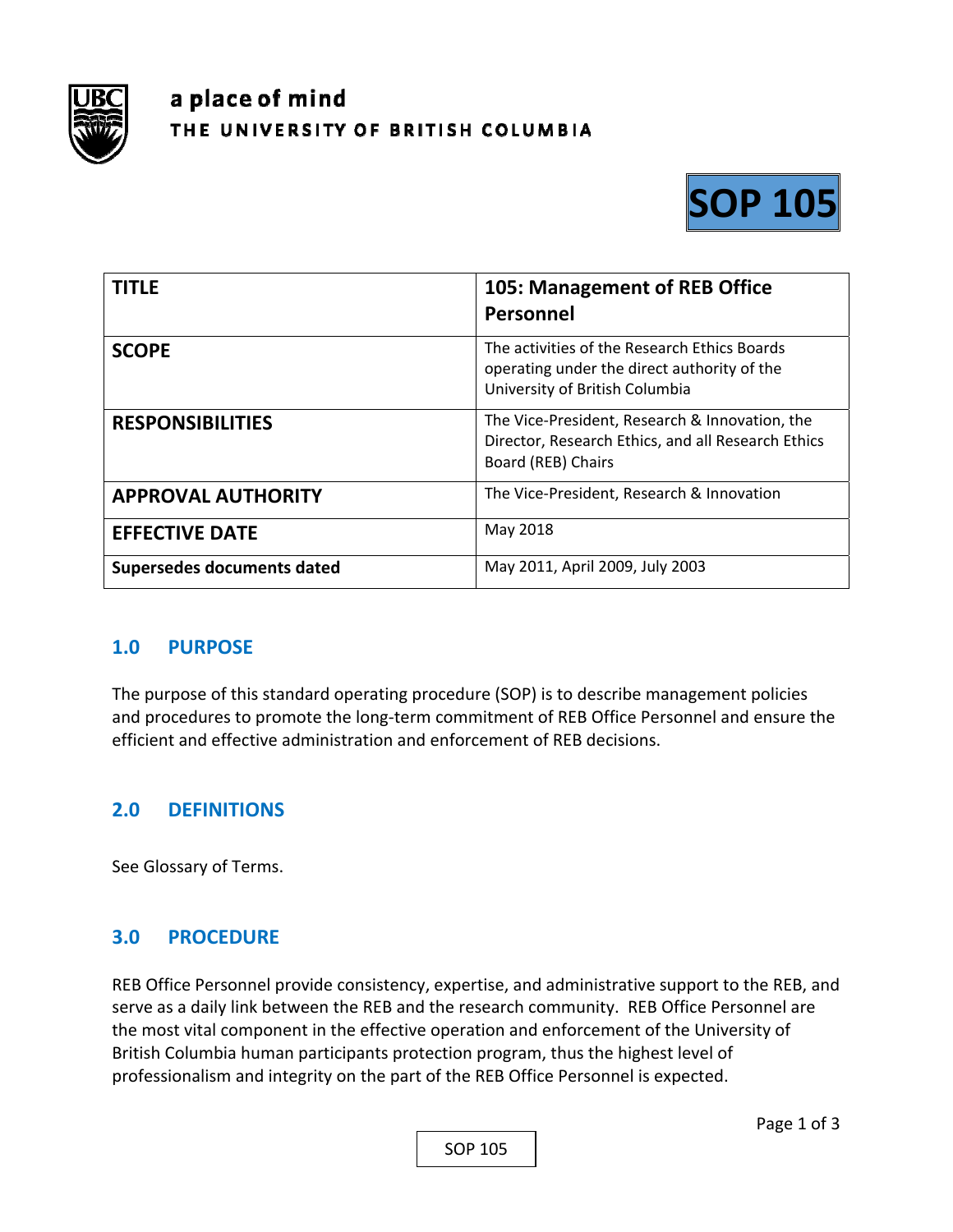a place of mind
THE UNIVERSITY OF BRITISH COLUMBIA

**SOP 105**

| TITLE | 105: Management of REB Office Personnel |
|---|---|
| SCOPE | The activities of the Research Ethics Boards operating under the direct authority of the University of British Columbia |
| RESPONSIBILITIES | The Vice-President, Research & Innovation, the Director, Research Ethics, and all Research Ethics Board (REB) Chairs |
| APPROVAL AUTHORITY | The Vice-President, Research & Innovation |
| EFFECTIVE DATE | May 2018 |
| Supersedes documents dated | May 2011, April 2009, July 2003 |

## 1.0 PURPOSE

The purpose of this standard operating procedure (SOP) is to describe management policies and procedures to promote the long-term commitment of REB Office Personnel and ensure the efficient and effective administration and enforcement of REB decisions.

## 2.0 DEFINITIONS

See Glossary of Terms.

## 3.0 PROCEDURE

REB Office Personnel provide consistency, expertise, and administrative support to the REB, and serve as a daily link between the REB and the research community. REB Office Personnel are the most vital component in the effective operation and enforcement of the University of British Columbia human participants protection program, thus the highest level of professionalism and integrity on the part of the REB Office Personnel is expected.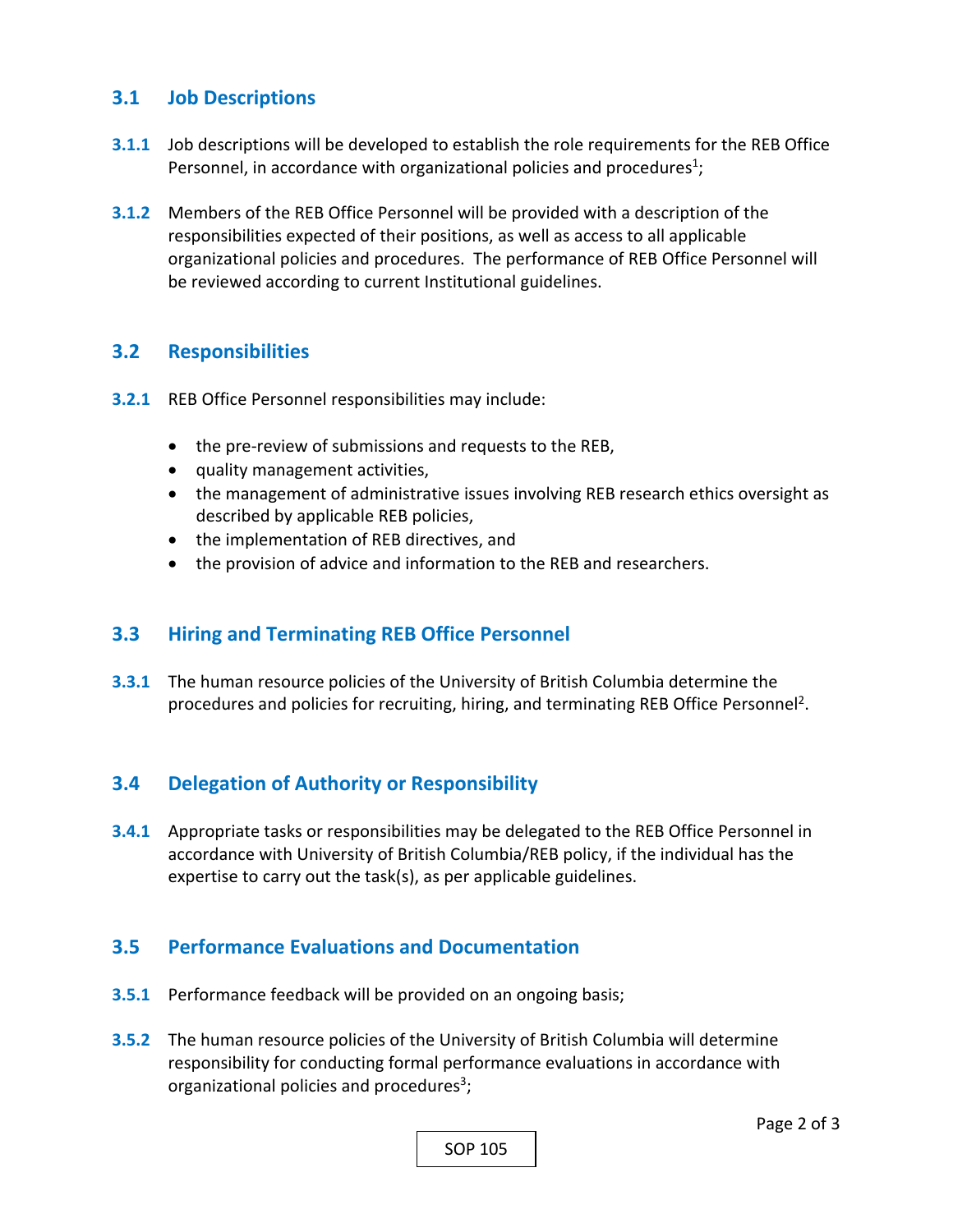## 3.1 Job Descriptions

**3.1.1** Job descriptions will be developed to establish the role requirements for the REB Office Personnel, in accordance with organizational policies and procedures[1];

**3.1.2** Members of the REB Office Personnel will be provided with a description of the responsibilities expected of their positions, as well as access to all applicable organizational policies and procedures. The performance of REB Office Personnel will be reviewed according to current Institutional guidelines.

## 3.2 Responsibilities

**3.2.1** REB Office Personnel responsibilities may include:

- the pre-review of submissions and requests to the REB,
- quality management activities,
- the management of administrative issues involving REB research ethics oversight as described by applicable REB policies,
- the implementation of REB directives, and
- the provision of advice and information to the REB and researchers.

## 3.3 Hiring and Terminating REB Office Personnel

**3.3.1** The human resource policies of the University of British Columbia determine the procedures and policies for recruiting, hiring, and terminating REB Office Personnel[2].

## 3.4 Delegation of Authority or Responsibility

**3.4.1** Appropriate tasks or responsibilities may be delegated to the REB Office Personnel in accordance with University of British Columbia/REB policy, if the individual has the expertise to carry out the task(s), as per applicable guidelines.

## 3.5 Performance Evaluations and Documentation

**3.5.1** Performance feedback will be provided on an ongoing basis;

**3.5.2** The human resource policies of the University of British Columbia will determine responsibility for conducting formal performance evaluations in accordance with organizational policies and procedures[3];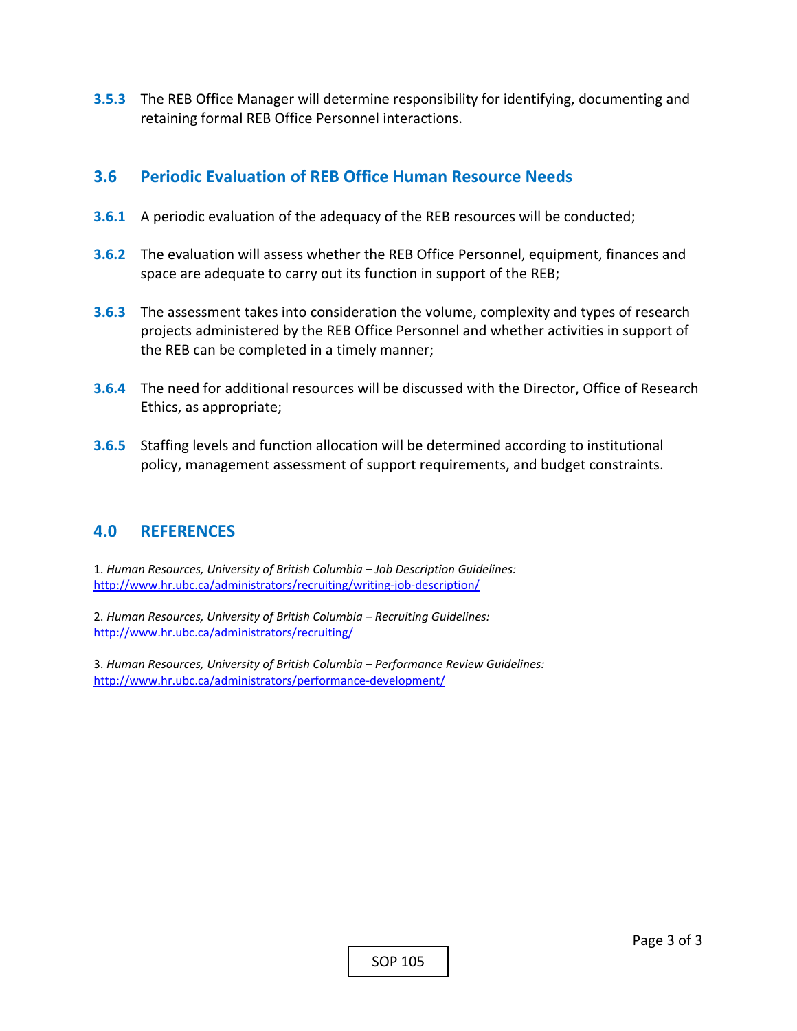**3.5.3** The REB Office Manager will determine responsibility for identifying, documenting and retaining formal REB Office Personnel interactions.

## 3.6 Periodic Evaluation of REB Office Human Resource Needs

**3.6.1** A periodic evaluation of the adequacy of the REB resources will be conducted;

**3.6.2** The evaluation will assess whether the REB Office Personnel, equipment, finances and space are adequate to carry out its function in support of the REB;

**3.6.3** The assessment takes into consideration the volume, complexity and types of research projects administered by the REB Office Personnel and whether activities in support of the REB can be completed in a timely manner;

**3.6.4** The need for additional resources will be discussed with the Director, Office of Research Ethics, as appropriate;

**3.6.5** Staffing levels and function allocation will be determined according to institutional policy, management assessment of support requirements, and budget constraints.

## 4.0 REFERENCES

1. *Human Resources, University of British Columbia – Job Description Guidelines:* http://www.hr.ubc.ca/administrators/recruiting/writing-job-description/

2. *Human Resources, University of British Columbia – Recruiting Guidelines:* http://www.hr.ubc.ca/administrators/recruiting/

3. *Human Resources, University of British Columbia – Performance Review Guidelines:* http://www.hr.ubc.ca/administrators/performance-development/